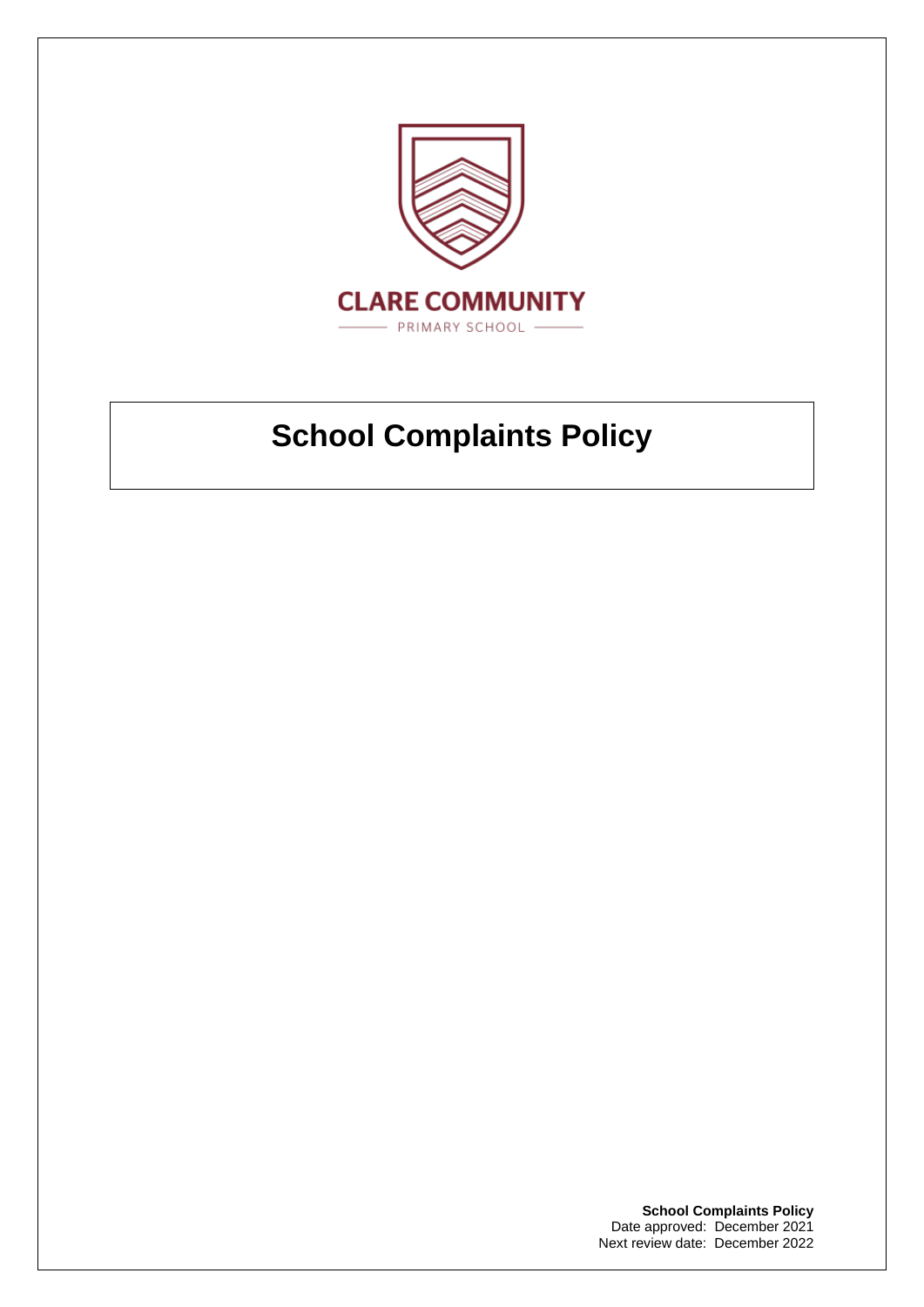CLARE COMMUNITY

PRIMARY SCHOOL

# School Complaints Policy

**School Complaints Policy**
Date approved: December 2021
Next review date: December 2022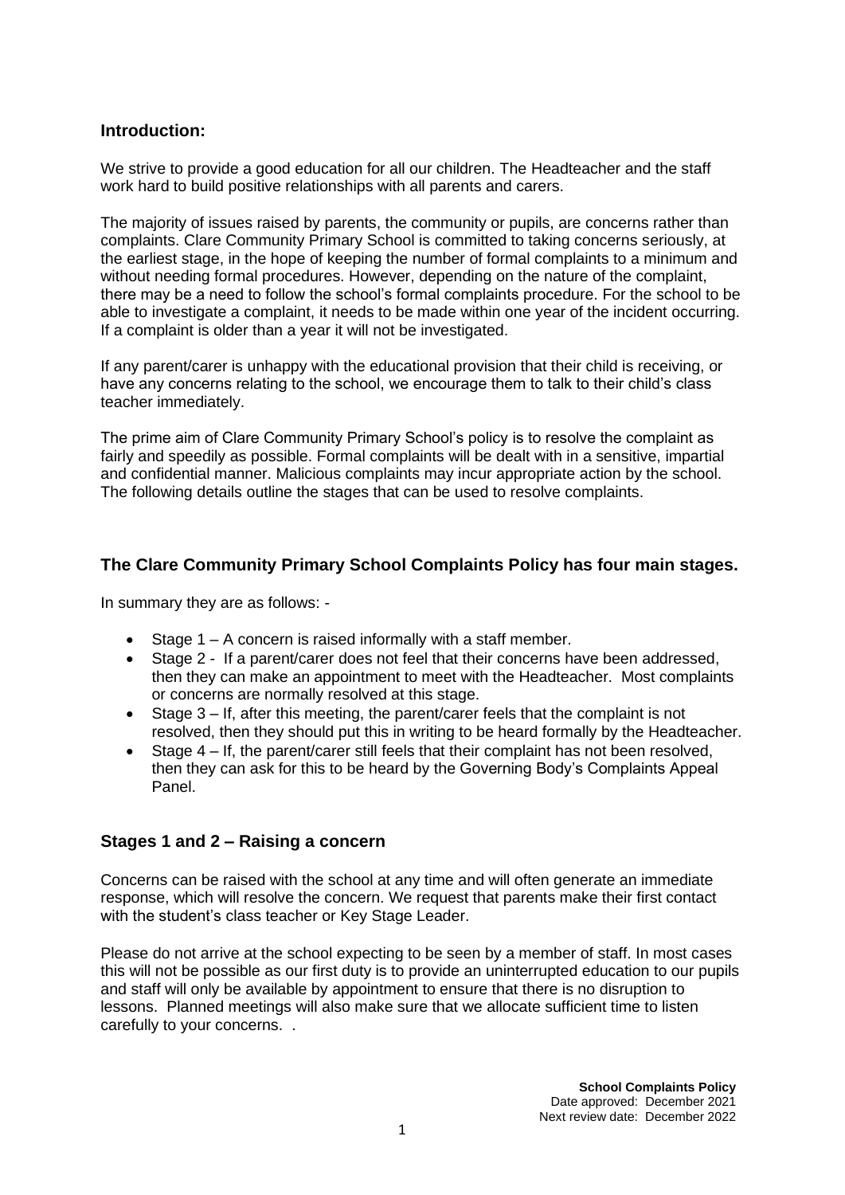## Introduction:

We strive to provide a good education for all our children. The Headteacher and the staff work hard to build positive relationships with all parents and carers.

The majority of issues raised by parents, the community or pupils, are concerns rather than complaints. Clare Community Primary School is committed to taking concerns seriously, at the earliest stage, in the hope of keeping the number of formal complaints to a minimum and without needing formal procedures. However, depending on the nature of the complaint, there may be a need to follow the school's formal complaints procedure. For the school to be able to investigate a complaint, it needs to be made within one year of the incident occurring. If a complaint is older than a year it will not be investigated.

If any parent/carer is unhappy with the educational provision that their child is receiving, or have any concerns relating to the school, we encourage them to talk to their child's class teacher immediately.

The prime aim of Clare Community Primary School's policy is to resolve the complaint as fairly and speedily as possible. Formal complaints will be dealt with in a sensitive, impartial and confidential manner. Malicious complaints may incur appropriate action by the school. The following details outline the stages that can be used to resolve complaints.

## The Clare Community Primary School Complaints Policy has four main stages.

In summary they are as follows: -

- Stage 1 – A concern is raised informally with a staff member.
- Stage 2 - If a parent/carer does not feel that their concerns have been addressed, then they can make an appointment to meet with the Headteacher. Most complaints or concerns are normally resolved at this stage.
- Stage 3 – If, after this meeting, the parent/carer feels that the complaint is not resolved, then they should put this in writing to be heard formally by the Headteacher.
- Stage 4 – If, the parent/carer still feels that their complaint has not been resolved, then they can ask for this to be heard by the Governing Body's Complaints Appeal Panel.

## Stages 1 and 2 – Raising a concern

Concerns can be raised with the school at any time and will often generate an immediate response, which will resolve the concern. We request that parents make their first contact with the student's class teacher or Key Stage Leader.

Please do not arrive at the school expecting to be seen by a member of staff. In most cases this will not be possible as our first duty is to provide an uninterrupted education to our pupils and staff will only be available by appointment to ensure that there is no disruption to lessons. Planned meetings will also make sure that we allocate sufficient time to listen carefully to your concerns. .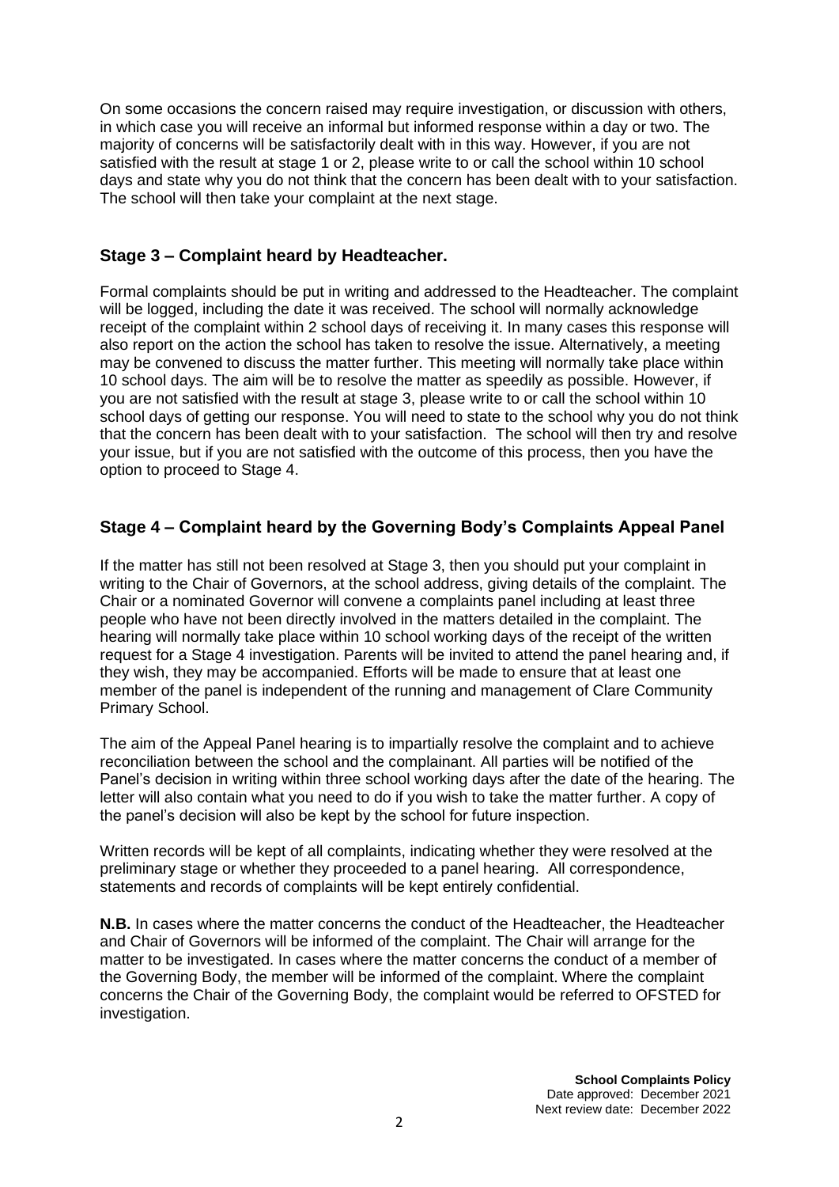On some occasions the concern raised may require investigation, or discussion with others, in which case you will receive an informal but informed response within a day or two. The majority of concerns will be satisfactorily dealt with in this way. However, if you are not satisfied with the result at stage 1 or 2, please write to or call the school within 10 school days and state why you do not think that the concern has been dealt with to your satisfaction. The school will then take your complaint at the next stage.

## Stage 3 – Complaint heard by Headteacher.

Formal complaints should be put in writing and addressed to the Headteacher. The complaint will be logged, including the date it was received. The school will normally acknowledge receipt of the complaint within 2 school days of receiving it. In many cases this response will also report on the action the school has taken to resolve the issue. Alternatively, a meeting may be convened to discuss the matter further. This meeting will normally take place within 10 school days. The aim will be to resolve the matter as speedily as possible. However, if you are not satisfied with the result at stage 3, please write to or call the school within 10 school days of getting our response. You will need to state to the school why you do not think that the concern has been dealt with to your satisfaction. The school will then try and resolve your issue, but if you are not satisfied with the outcome of this process, then you have the option to proceed to Stage 4.

## Stage 4 – Complaint heard by the Governing Body's Complaints Appeal Panel

If the matter has still not been resolved at Stage 3, then you should put your complaint in writing to the Chair of Governors, at the school address, giving details of the complaint. The Chair or a nominated Governor will convene a complaints panel including at least three people who have not been directly involved in the matters detailed in the complaint. The hearing will normally take place within 10 school working days of the receipt of the written request for a Stage 4 investigation. Parents will be invited to attend the panel hearing and, if they wish, they may be accompanied. Efforts will be made to ensure that at least one member of the panel is independent of the running and management of Clare Community Primary School.

The aim of the Appeal Panel hearing is to impartially resolve the complaint and to achieve reconciliation between the school and the complainant. All parties will be notified of the Panel's decision in writing within three school working days after the date of the hearing. The letter will also contain what you need to do if you wish to take the matter further. A copy of the panel's decision will also be kept by the school for future inspection.

Written records will be kept of all complaints, indicating whether they were resolved at the preliminary stage or whether they proceeded to a panel hearing. All correspondence, statements and records of complaints will be kept entirely confidential.

**N.B.** In cases where the matter concerns the conduct of the Headteacher, the Headteacher and Chair of Governors will be informed of the complaint. The Chair will arrange for the matter to be investigated. In cases where the matter concerns the conduct of a member of the Governing Body, the member will be informed of the complaint. Where the complaint concerns the Chair of the Governing Body, the complaint would be referred to OFSTED for investigation.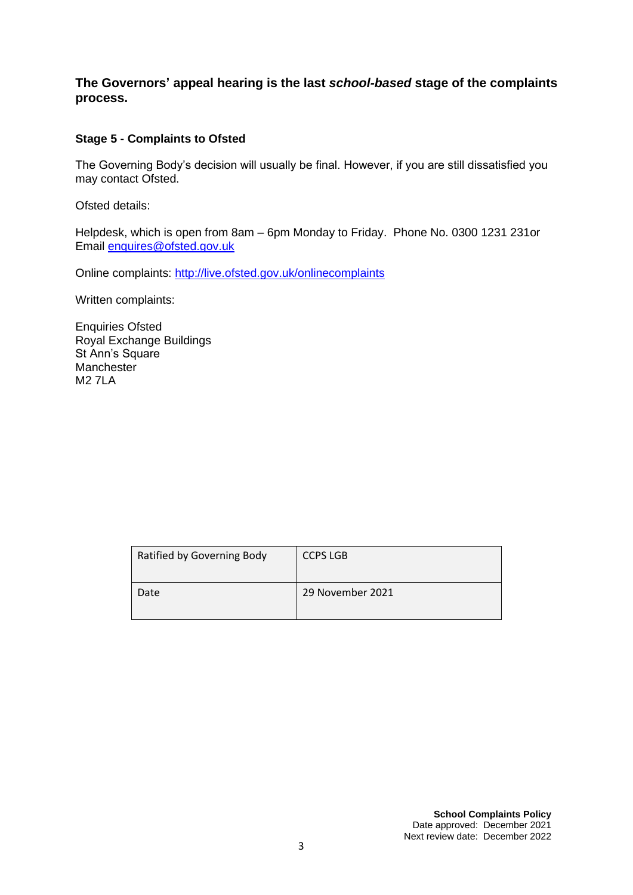**The Governors' appeal hearing is the last *school-based* stage of the complaints process.**

**Stage 5 - Complaints to Ofsted**

The Governing Body's decision will usually be final. However, if you are still dissatisfied you may contact Ofsted.

Ofsted details:

Helpdesk, which is open from 8am – 6pm Monday to Friday. Phone No. 0300 1231 231or Email enquires@ofsted.gov.uk

Online complaints: http://live.ofsted.gov.uk/onlinecomplaints

Written complaints:

Enquiries Ofsted
Royal Exchange Buildings
St Ann's Square
Manchester
M2 7LA

| | |
|---|---|
| Ratified by Governing Body | CCPS LGB |
| Date | 29 November 2021 |

**School Complaints Policy**
Date approved: December 2021
Next review date: December 2022